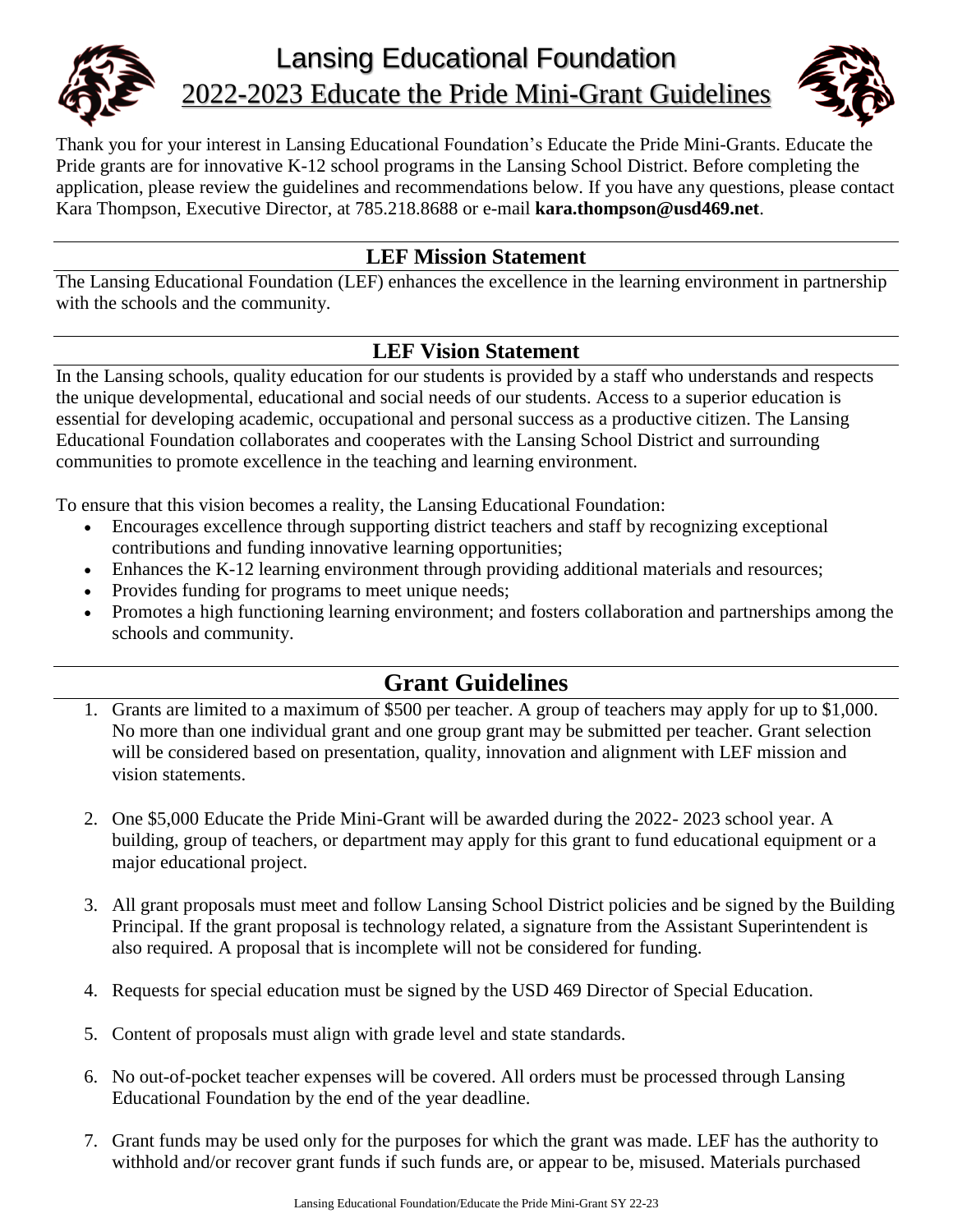# Lansing Educational Foundation

## 2022-2023 Educate the Pride Mini-Grant Guidelines

Thank you for your interest in Lansing Educational Foundation's Educate the Pride Mini-Grants. Educate the Pride grants are for innovative K-12 school programs in the Lansing School District. Before completing the application, please review the guidelines and recommendations below. If you have any questions, please contact Kara Thompson, Executive Director, at 785.218.8688 or e-mail **kara.thompson@usd469.net**.

## LEF Mission Statement

The Lansing Educational Foundation (LEF) enhances the excellence in the learning environment in partnership with the schools and the community.

## LEF Vision Statement

In the Lansing schools, quality education for our students is provided by a staff who understands and respects the unique developmental, educational and social needs of our students. Access to a superior education is essential for developing academic, occupational and personal success as a productive citizen. The Lansing Educational Foundation collaborates and cooperates with the Lansing School District and surrounding communities to promote excellence in the teaching and learning environment.

To ensure that this vision becomes a reality, the Lansing Educational Foundation:

- Encourages excellence through supporting district teachers and staff by recognizing exceptional contributions and funding innovative learning opportunities;
- Enhances the K-12 learning environment through providing additional materials and resources;
- Provides funding for programs to meet unique needs;
- Promotes a high functioning learning environment; and fosters collaboration and partnerships among the schools and community.

## Grant Guidelines

1. Grants are limited to a maximum of $500 per teacher. A group of teachers may apply for up to $1,000. No more than one individual grant and one group grant may be submitted per teacher. Grant selection will be considered based on presentation, quality, innovation and alignment with LEF mission and vision statements.

2. One $5,000 Educate the Pride Mini-Grant will be awarded during the 2022- 2023 school year. A building, group of teachers, or department may apply for this grant to fund educational equipment or a major educational project.

3. All grant proposals must meet and follow Lansing School District policies and be signed by the Building Principal. If the grant proposal is technology related, a signature from the Assistant Superintendent is also required. A proposal that is incomplete will not be considered for funding.

4. Requests for special education must be signed by the USD 469 Director of Special Education.

5. Content of proposals must align with grade level and state standards.

6. No out-of-pocket teacher expenses will be covered. All orders must be processed through Lansing Educational Foundation by the end of the year deadline.

7. Grant funds may be used only for the purposes for which the grant was made. LEF has the authority to withhold and/or recover grant funds if such funds are, or appear to be, misused. Materials purchased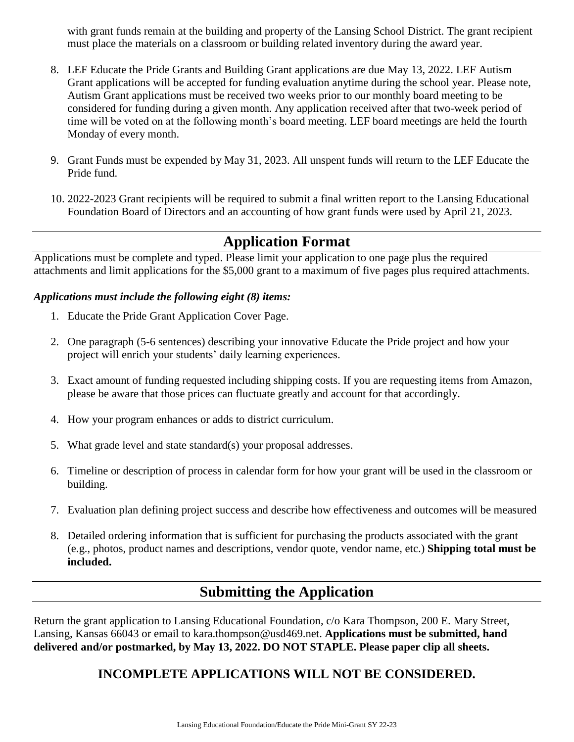with grant funds remain at the building and property of the Lansing School District. The grant recipient must place the materials on a classroom or building related inventory during the award year.

8. LEF Educate the Pride Grants and Building Grant applications are due May 13, 2022. LEF Autism Grant applications will be accepted for funding evaluation anytime during the school year. Please note, Autism Grant applications must be received two weeks prior to our monthly board meeting to be considered for funding during a given month. Any application received after that two-week period of time will be voted on at the following month's board meeting. LEF board meetings are held the fourth Monday of every month.

9. Grant Funds must be expended by May 31, 2023. All unspent funds will return to the LEF Educate the Pride fund.

10. 2022-2023 Grant recipients will be required to submit a final written report to the Lansing Educational Foundation Board of Directors and an accounting of how grant funds were used by April 21, 2023.

## Application Format

Applications must be complete and typed. Please limit your application to one page plus the required attachments and limit applications for the $5,000 grant to a maximum of five pages plus required attachments.

***Applications must include the following eight (8) items:***

1. Educate the Pride Grant Application Cover Page.

2. One paragraph (5-6 sentences) describing your innovative Educate the Pride project and how your project will enrich your students' daily learning experiences.

3. Exact amount of funding requested including shipping costs. If you are requesting items from Amazon, please be aware that those prices can fluctuate greatly and account for that accordingly.

4. How your program enhances or adds to district curriculum.

5. What grade level and state standard(s) your proposal addresses.

6. Timeline or description of process in calendar form for how your grant will be used in the classroom or building.

7. Evaluation plan defining project success and describe how effectiveness and outcomes will be measured

8. Detailed ordering information that is sufficient for purchasing the products associated with the grant (e.g., photos, product names and descriptions, vendor quote, vendor name, etc.) **Shipping total must be included.**

## Submitting the Application

Return the grant application to Lansing Educational Foundation, c/o Kara Thompson, 200 E. Mary Street, Lansing, Kansas 66043 or email to kara.thompson@usd469.net. **Applications must be submitted, hand delivered and/or postmarked, by May 13, 2022. DO NOT STAPLE. Please paper clip all sheets.**

### INCOMPLETE APPLICATIONS WILL NOT BE CONSIDERED.